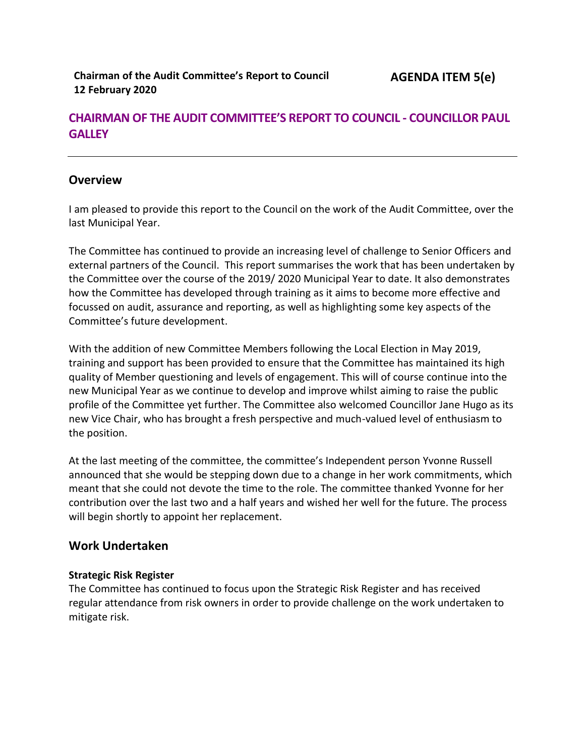**Chairman of the Audit Committee's Report to Council**
**12 February 2020**

**AGENDA ITEM 5(e)**

# CHAIRMAN OF THE AUDIT COMMITTEE'S REPORT TO COUNCIL - COUNCILLOR PAUL GALLEY

---

## Overview

I am pleased to provide this report to the Council on the work of the Audit Committee, over the last Municipal Year.

The Committee has continued to provide an increasing level of challenge to Senior Officers and external partners of the Council. This report summarises the work that has been undertaken by the Committee over the course of the 2019/ 2020 Municipal Year to date. It also demonstrates how the Committee has developed through training as it aims to become more effective and focussed on audit, assurance and reporting, as well as highlighting some key aspects of the Committee's future development.

With the addition of new Committee Members following the Local Election in May 2019, training and support has been provided to ensure that the Committee has maintained its high quality of Member questioning and levels of engagement. This will of course continue into the new Municipal Year as we continue to develop and improve whilst aiming to raise the public profile of the Committee yet further. The Committee also welcomed Councillor Jane Hugo as its new Vice Chair, who has brought a fresh perspective and much-valued level of enthusiasm to the position.

At the last meeting of the committee, the committee's Independent person Yvonne Russell announced that she would be stepping down due to a change in her work commitments, which meant that she could not devote the time to the role. The committee thanked Yvonne for her contribution over the last two and a half years and wished her well for the future. The process will begin shortly to appoint her replacement.

## Work Undertaken

### Strategic Risk Register

The Committee has continued to focus upon the Strategic Risk Register and has received regular attendance from risk owners in order to provide challenge on the work undertaken to mitigate risk.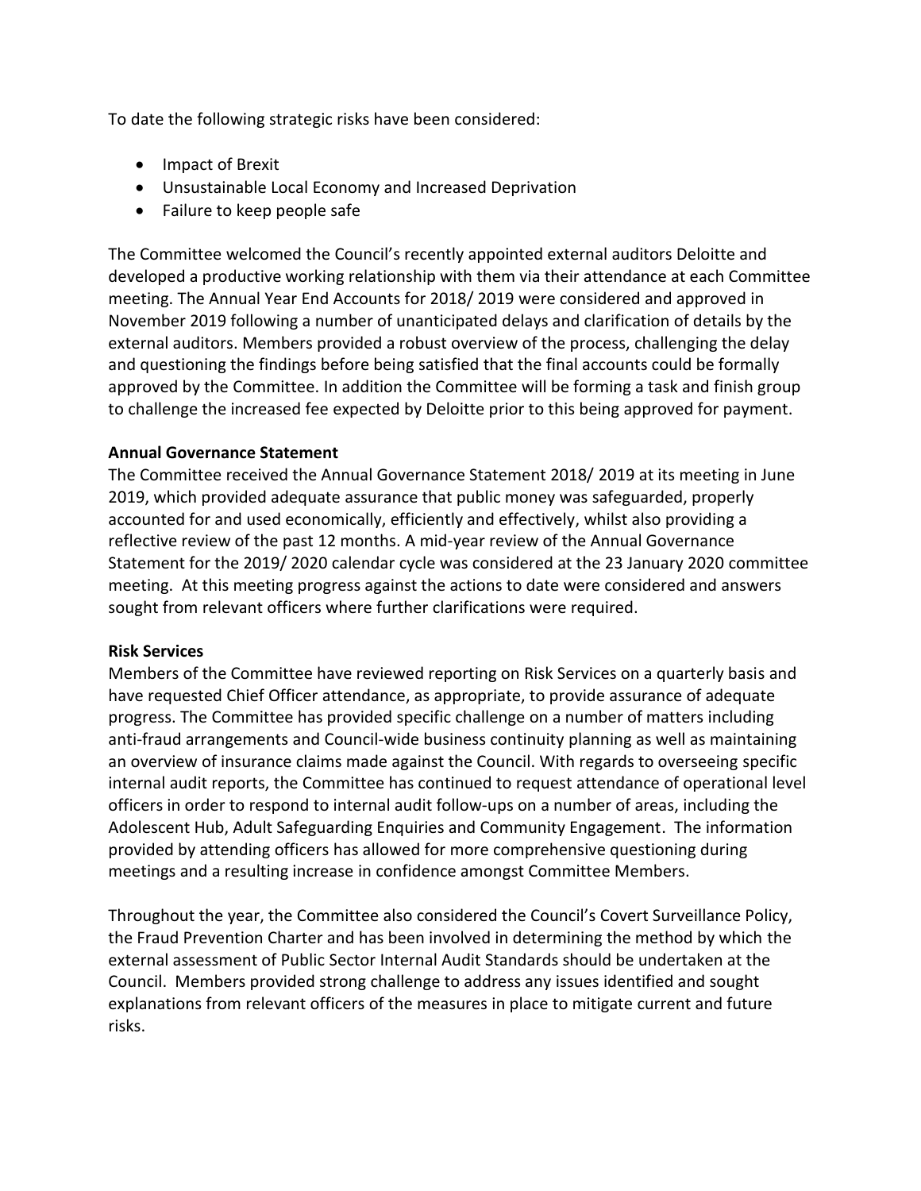To date the following strategic risks have been considered:

- Impact of Brexit
- Unsustainable Local Economy and Increased Deprivation
- Failure to keep people safe

The Committee welcomed the Council's recently appointed external auditors Deloitte and developed a productive working relationship with them via their attendance at each Committee meeting. The Annual Year End Accounts for 2018/ 2019 were considered and approved in November 2019 following a number of unanticipated delays and clarification of details by the external auditors. Members provided a robust overview of the process, challenging the delay and questioning the findings before being satisfied that the final accounts could be formally approved by the Committee. In addition the Committee will be forming a task and finish group to challenge the increased fee expected by Deloitte prior to this being approved for payment.

**Annual Governance Statement**

The Committee received the Annual Governance Statement 2018/ 2019 at its meeting in June 2019, which provided adequate assurance that public money was safeguarded, properly accounted for and used economically, efficiently and effectively, whilst also providing a reflective review of the past 12 months. A mid-year review of the Annual Governance Statement for the 2019/ 2020 calendar cycle was considered at the 23 January 2020 committee meeting. At this meeting progress against the actions to date were considered and answers sought from relevant officers where further clarifications were required.

**Risk Services**

Members of the Committee have reviewed reporting on Risk Services on a quarterly basis and have requested Chief Officer attendance, as appropriate, to provide assurance of adequate progress. The Committee has provided specific challenge on a number of matters including anti-fraud arrangements and Council-wide business continuity planning as well as maintaining an overview of insurance claims made against the Council. With regards to overseeing specific internal audit reports, the Committee has continued to request attendance of operational level officers in order to respond to internal audit follow-ups on a number of areas, including the Adolescent Hub, Adult Safeguarding Enquiries and Community Engagement. The information provided by attending officers has allowed for more comprehensive questioning during meetings and a resulting increase in confidence amongst Committee Members.

Throughout the year, the Committee also considered the Council's Covert Surveillance Policy, the Fraud Prevention Charter and has been involved in determining the method by which the external assessment of Public Sector Internal Audit Standards should be undertaken at the Council. Members provided strong challenge to address any issues identified and sought explanations from relevant officers of the measures in place to mitigate current and future risks.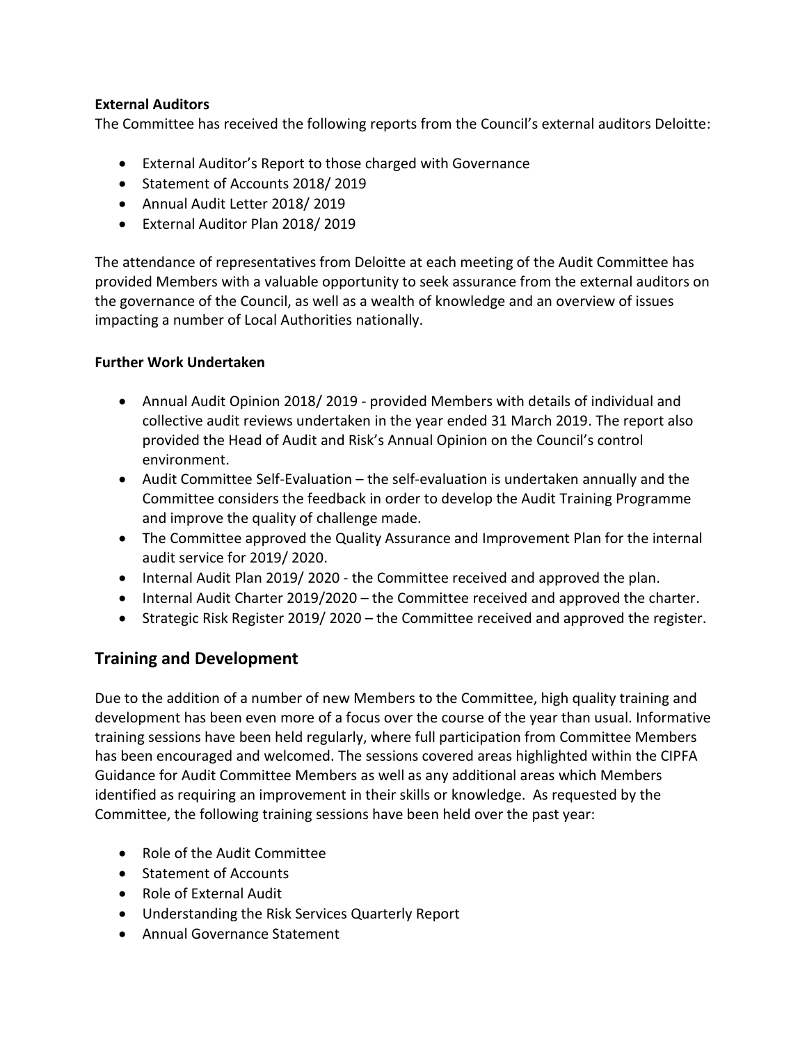**External Auditors**

The Committee has received the following reports from the Council's external auditors Deloitte:

- External Auditor's Report to those charged with Governance
- Statement of Accounts 2018/ 2019
- Annual Audit Letter 2018/ 2019
- External Auditor Plan 2018/ 2019

The attendance of representatives from Deloitte at each meeting of the Audit Committee has provided Members with a valuable opportunity to seek assurance from the external auditors on the governance of the Council, as well as a wealth of knowledge and an overview of issues impacting a number of Local Authorities nationally.

**Further Work Undertaken**

- Annual Audit Opinion 2018/ 2019 - provided Members with details of individual and collective audit reviews undertaken in the year ended 31 March 2019. The report also provided the Head of Audit and Risk's Annual Opinion on the Council's control environment.
- Audit Committee Self-Evaluation – the self-evaluation is undertaken annually and the Committee considers the feedback in order to develop the Audit Training Programme and improve the quality of challenge made.
- The Committee approved the Quality Assurance and Improvement Plan for the internal audit service for 2019/ 2020.
- Internal Audit Plan 2019/ 2020 - the Committee received and approved the plan.
- Internal Audit Charter 2019/2020 – the Committee received and approved the charter.
- Strategic Risk Register 2019/ 2020 – the Committee received and approved the register.

## Training and Development

Due to the addition of a number of new Members to the Committee, high quality training and development has been even more of a focus over the course of the year than usual. Informative training sessions have been held regularly, where full participation from Committee Members has been encouraged and welcomed. The sessions covered areas highlighted within the CIPFA Guidance for Audit Committee Members as well as any additional areas which Members identified as requiring an improvement in their skills or knowledge. As requested by the Committee, the following training sessions have been held over the past year:

- Role of the Audit Committee
- Statement of Accounts
- Role of External Audit
- Understanding the Risk Services Quarterly Report
- Annual Governance Statement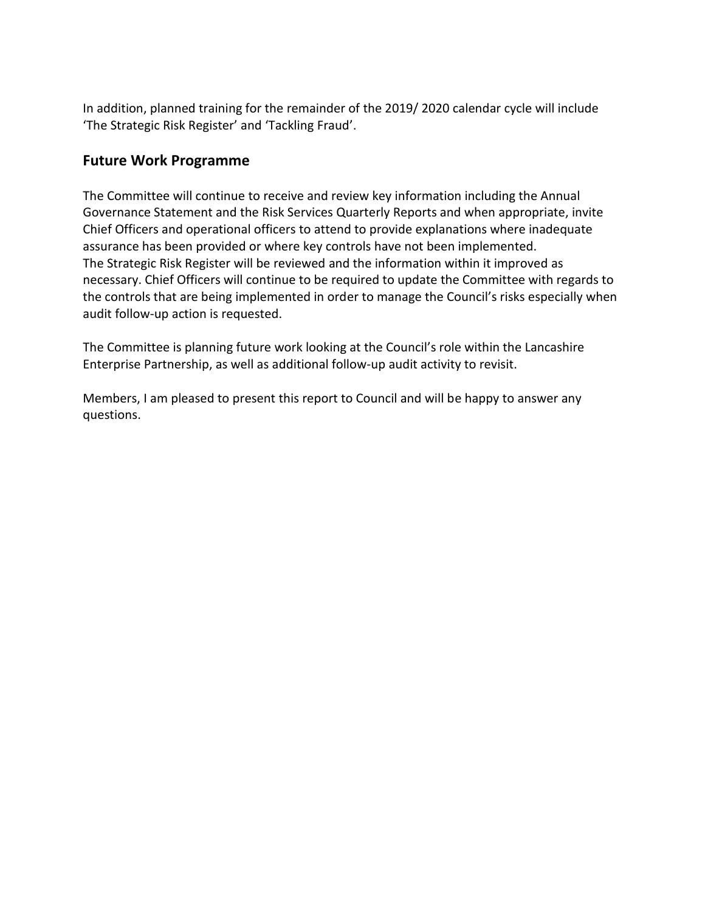In addition, planned training for the remainder of the 2019/ 2020 calendar cycle will include 'The Strategic Risk Register' and 'Tackling Fraud'.

## Future Work Programme

The Committee will continue to receive and review key information including the Annual Governance Statement and the Risk Services Quarterly Reports and when appropriate, invite Chief Officers and operational officers to attend to provide explanations where inadequate assurance has been provided or where key controls have not been implemented.
The Strategic Risk Register will be reviewed and the information within it improved as necessary. Chief Officers will continue to be required to update the Committee with regards to the controls that are being implemented in order to manage the Council's risks especially when audit follow-up action is requested.

The Committee is planning future work looking at the Council's role within the Lancashire Enterprise Partnership, as well as additional follow-up audit activity to revisit.

Members, I am pleased to present this report to Council and will be happy to answer any questions.